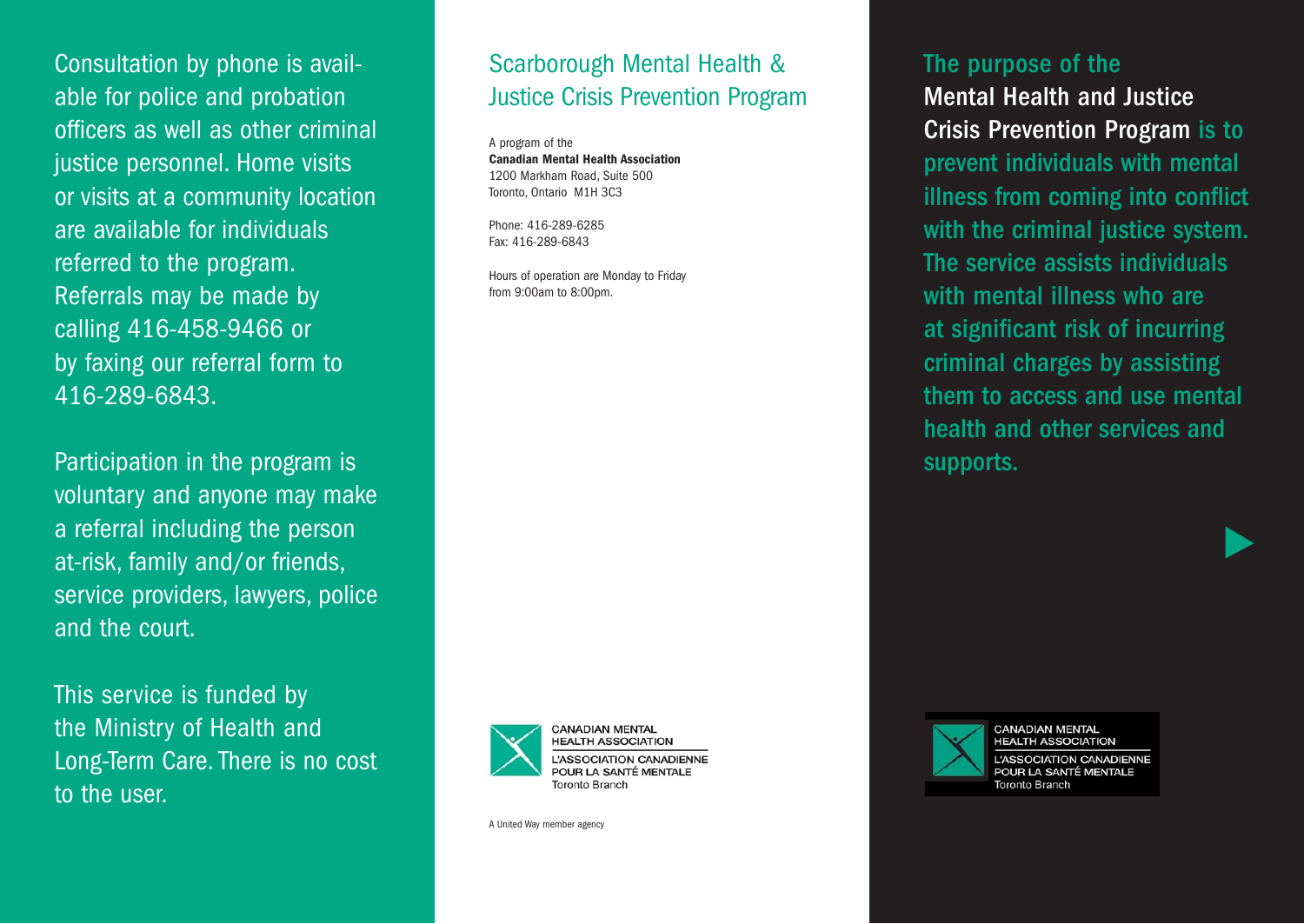Consultation by phone is available for police and probation officers as well as other criminal justice personnel. Home visits or visits at a community location are available for individuals referred to the program. Referrals may be made by calling 416-458-9466 or by faxing our referral form to 416-289-6843.

Participation in the program is voluntary and anyone may make a referral including the person at-risk, family and/or friends, service providers, lawyers, police and the court.

This service is funded by the Ministry of Health and Long-Term Care. There is no cost to the user.

## Scarborough Mental Health & Justice Crisis Prevention Program

A program of the
**Canadian Mental Health Association**
1200 Markham Road, Suite 500
Toronto, Ontario M1H 3C3

Phone: 416-289-6285
Fax: 416-289-6843

Hours of operation are Monday to Friday from 9:00am to 8:00pm.

CANADIAN MENTAL HEALTH ASSOCIATION
L'ASSOCIATION CANADIENNE POUR LA SANTÉ MENTALE
Toronto Branch

A United Way member agency

The purpose of the **Mental Health and Justice Crisis Prevention Program** is to prevent individuals with mental illness from coming into conflict with the criminal justice system. The service assists individuals with mental illness who are at significant risk of incurring criminal charges by assisting them to access and use mental health and other services and supports.

CANADIAN MENTAL HEALTH ASSOCIATION
L'ASSOCIATION CANADIENNE POUR LA SANTÉ MENTALE
Toronto Branch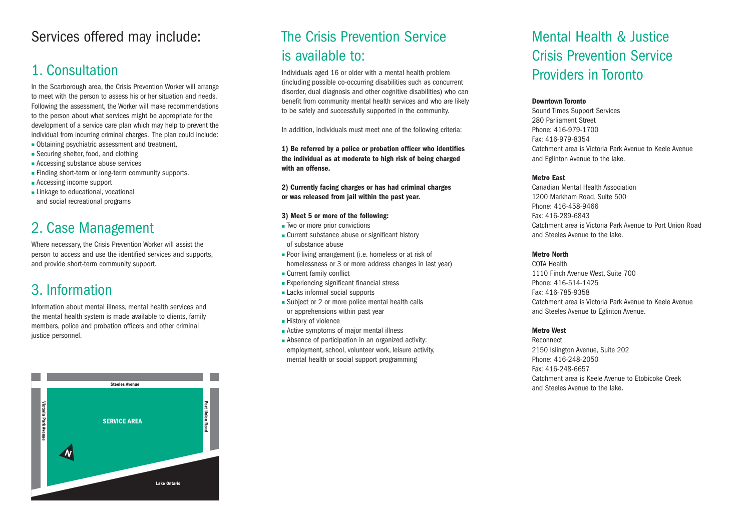# Services offered may include:

## 1. Consultation

In the Scarborough area, the Crisis Prevention Worker will arrange to meet with the person to assess his or her situation and needs. Following the assessment, the Worker will make recommendations to the person about what services might be appropriate for the development of a service care plan which may help to prevent the individual from incurring criminal charges. The plan could include:

- Obtaining psychiatric assessment and treatment,
- Securing shelter, food, and clothing
- Accessing substance abuse services
- Finding short-term or long-term community supports.
- Accessing income support
- Linkage to educational, vocational and social recreational programs

## 2. Case Management

Where necessary, the Crisis Prevention Worker will assist the person to access and use the identified services and supports, and provide short-term community support.

## 3. Information

Information about mental illness, mental health services and the mental health system is made available to clients, family members, police and probation officers and other criminal justice personnel.

Steeles Avenue

Victoria Park Avenue

SERVICE AREA

Port Union Road

N

Lake Ontario

# The Crisis Prevention Service is available to:

Individuals aged 16 or older with a mental health problem (including possible co-occurring disabilities such as concurrent disorder, dual diagnosis and other cognitive disabilities) who can benefit from community mental health services and who are likely to be safely and successfully supported in the community.

In addition, individuals must meet one of the following criteria:

**1) Be referred by a police or probation officer who identifies the individual as at moderate to high risk of being charged with an offense.**

**2) Currently facing charges or has had criminal charges or was released from jail within the past year.**

**3) Meet 5 or more of the following:**

- Two or more prior convictions
- Current substance abuse or significant history of substance abuse
- Poor living arrangement (i.e. homeless or at risk of homelessness or 3 or more address changes in last year)
- Current family conflict
- Experiencing significant financial stress
- Lacks informal social supports
- Subject or 2 or more police mental health calls or apprehensions within past year
- History of violence
- Active symptoms of major mental illness
- Absence of participation in an organized activity: employment, school, volunteer work, leisure activity, mental health or social support programming

# Mental Health & Justice Crisis Prevention Service Providers in Toronto

**Downtown Toronto**
Sound Times Support Services
280 Parliament Street
Phone: 416-979-1700
Fax: 416-979-8354
Catchment area is Victoria Park Avenue to Keele Avenue and Eglinton Avenue to the lake.

**Metro East**
Canadian Mental Health Association
1200 Markham Road, Suite 500
Phone: 416-458-9466
Fax: 416-289-6843
Catchment area is Victoria Park Avenue to Port Union Road and Steeles Avenue to the lake.

**Metro North**
COTA Health
1110 Finch Avenue West, Suite 700
Phone: 416-514-1425
Fax: 416-785-9358
Catchment area is Victoria Park Avenue to Keele Avenue and Steeles Avenue to Eglinton Avenue.

**Metro West**
Reconnect
2150 Islington Avenue, Suite 202
Phone: 416-248-2050
Fax: 416-248-6657
Catchment area is Keele Avenue to Etobicoke Creek and Steeles Avenue to the lake.